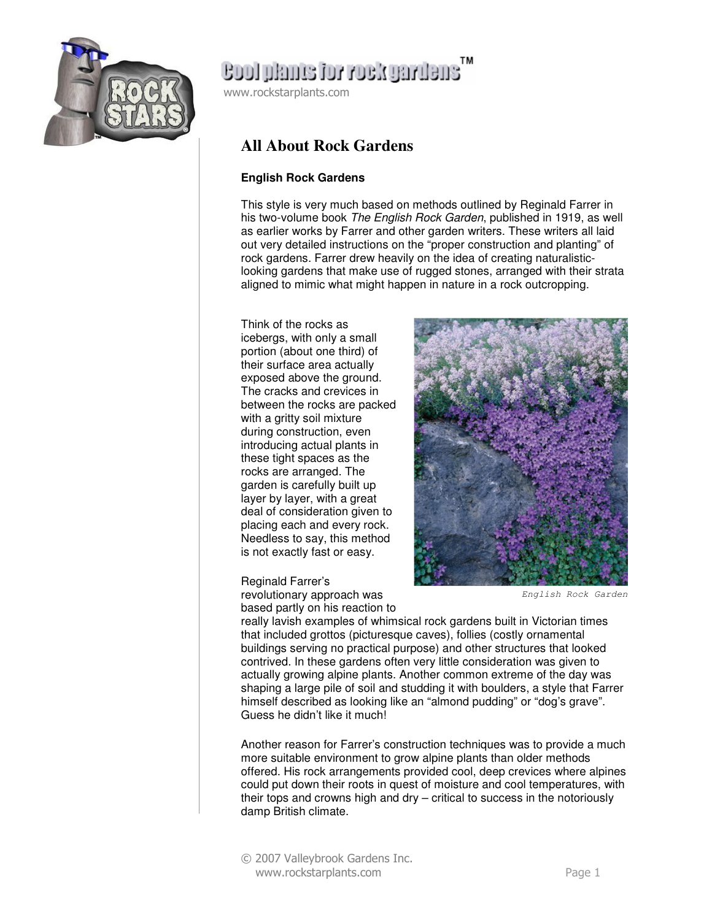# All About Rock Gardens

## English Rock Gardens

This style is very much based on methods outlined by Reginald Farrer in his two-volume book *The English Rock Garden*, published in 1919, as well as earlier works by Farrer and other garden writers. These writers all laid out very detailed instructions on the "proper construction and planting" of rock gardens. Farrer drew heavily on the idea of creating naturalistic-looking gardens that make use of rugged stones, arranged with their strata aligned to mimic what might happen in nature in a rock outcropping.

Think of the rocks as icebergs, with only a small portion (about one third) of their surface area actually exposed above the ground. The cracks and crevices in between the rocks are packed with a gritty soil mixture during construction, even introducing actual plants in these tight spaces as the rocks are arranged. The garden is carefully built up layer by layer, with a great deal of consideration given to placing each and every rock. Needless to say, this method is not exactly fast or easy.

English Rock Garden

Reginald Farrer's revolutionary approach was based partly on his reaction to really lavish examples of whimsical rock gardens built in Victorian times that included grottos (picturesque caves), follies (costly ornamental buildings serving no practical purpose) and other structures that looked contrived. In these gardens often very little consideration was given to actually growing alpine plants. Another common extreme of the day was shaping a large pile of soil and studding it with boulders, a style that Farrer himself described as looking like an "almond pudding" or "dog's grave". Guess he didn't like it much!

Another reason for Farrer's construction techniques was to provide a much more suitable environment to grow alpine plants than older methods offered. His rock arrangements provided cool, deep crevices where alpines could put down their roots in quest of moisture and cool temperatures, with their tops and crowns high and dry – critical to success in the notoriously damp British climate.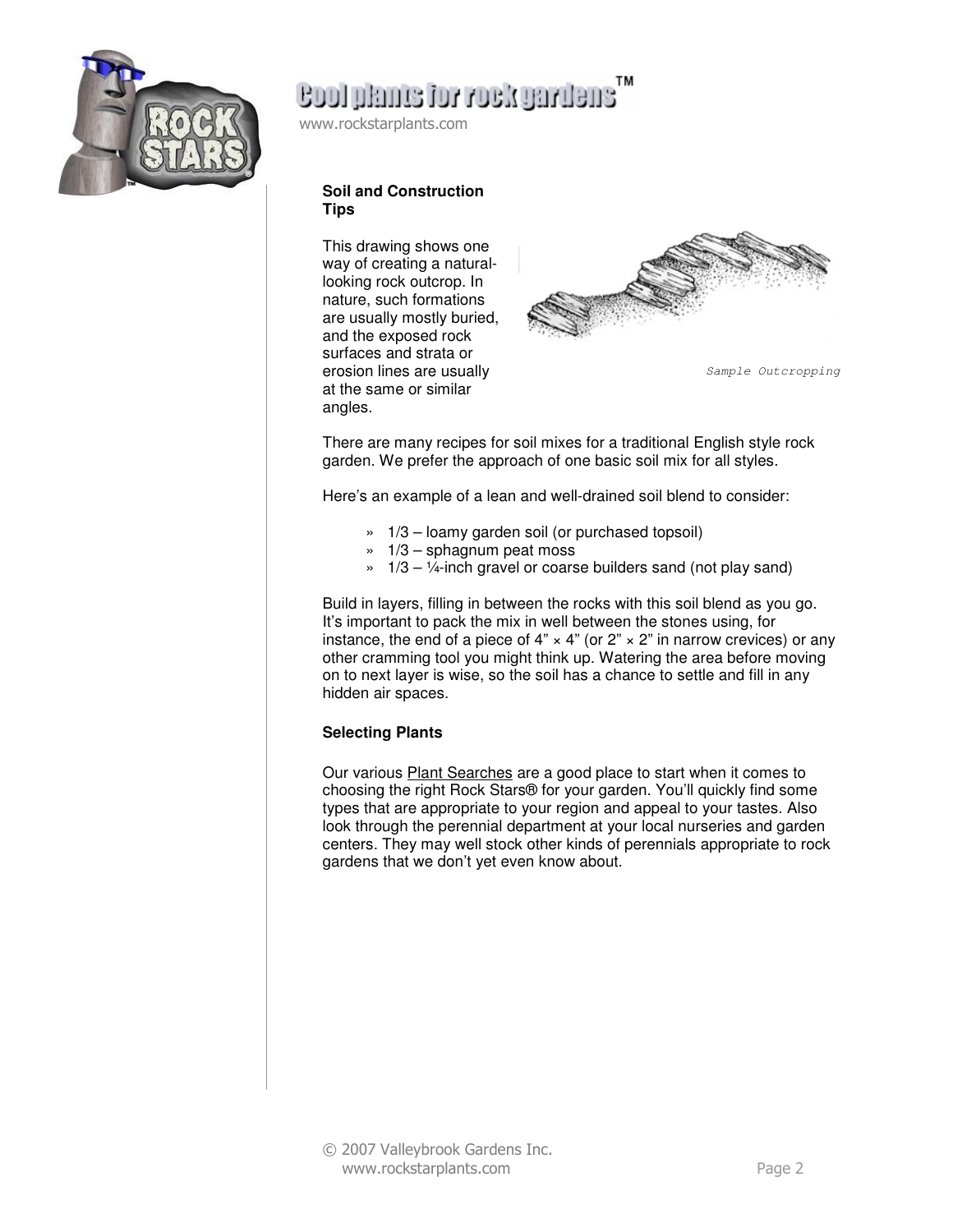### Soil and Construction Tips

This drawing shows one way of creating a natural-looking rock outcrop. In nature, such formations are usually mostly buried, and the exposed rock surfaces and strata or erosion lines are usually at the same or similar angles.

*Sample Outcropping*

There are many recipes for soil mixes for a traditional English style rock garden. We prefer the approach of one basic soil mix for all styles.

Here's an example of a lean and well-drained soil blend to consider:

- 1/3 – loamy garden soil (or purchased topsoil)
- 1/3 – sphagnum peat moss
- 1/3 – ¼-inch gravel or coarse builders sand (not play sand)

Build in layers, filling in between the rocks with this soil blend as you go. It's important to pack the mix in well between the stones using, for instance, the end of a piece of 4" × 4" (or 2" × 2" in narrow crevices) or any other cramming tool you might think up. Watering the area before moving on to next layer is wise, so the soil has a chance to settle and fill in any hidden air spaces.

### Selecting Plants

Our various Plant Searches are a good place to start when it comes to choosing the right Rock Stars® for your garden. You'll quickly find some types that are appropriate to your region and appeal to your tastes. Also look through the perennial department at your local nurseries and garden centers. They may well stock other kinds of perennials appropriate to rock gardens that we don't yet even know about.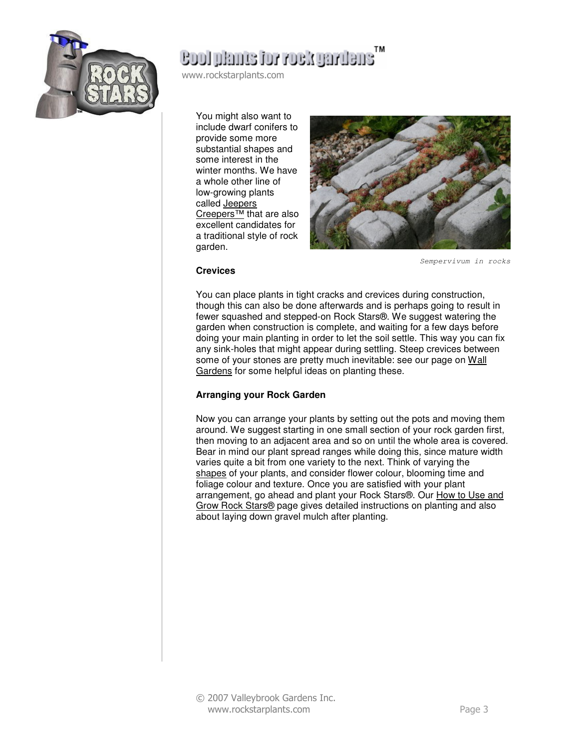You might also want to include dwarf conifers to provide some more substantial shapes and some interest in the winter months. We have a whole other line of low-growing plants called Jeepers Creepers™ that are also excellent candidates for a traditional style of rock garden.

*Sempervivum in rocks*

**Crevices**

You can place plants in tight cracks and crevices during construction, though this can also be done afterwards and is perhaps going to result in fewer squashed and stepped-on Rock Stars®. We suggest watering the garden when construction is complete, and waiting for a few days before doing your main planting in order to let the soil settle. This way you can fix any sink-holes that might appear during settling. Steep crevices between some of your stones are pretty much inevitable: see our page on Wall Gardens for some helpful ideas on planting these.

**Arranging your Rock Garden**

Now you can arrange your plants by setting out the pots and moving them around. We suggest starting in one small section of your rock garden first, then moving to an adjacent area and so on until the whole area is covered. Bear in mind our plant spread ranges while doing this, since mature width varies quite a bit from one variety to the next. Think of varying the shapes of your plants, and consider flower colour, blooming time and foliage colour and texture. Once you are satisfied with your plant arrangement, go ahead and plant your Rock Stars®. Our How to Use and Grow Rock Stars® page gives detailed instructions on planting and also about laying down gravel mulch after planting.